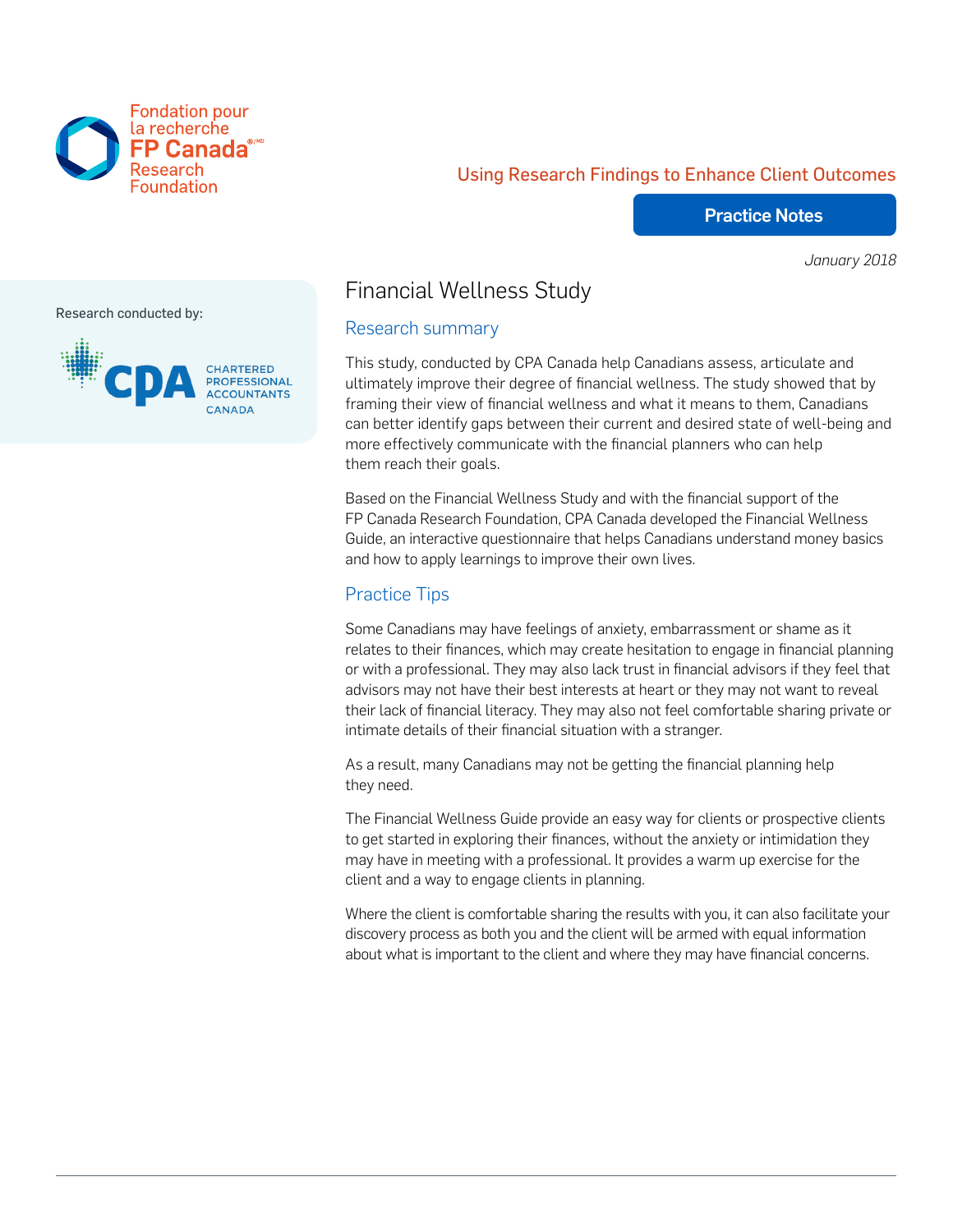Fondation pour la recherche FP Canada Research Foundation

Using Research Findings to Enhance Client Outcomes

**Practice Notes**

*January 2018*

Research conducted by: CPA Chartered Professional Accountants Canada

# Financial Wellness Study

## Research summary

This study, conducted by CPA Canada help Canadians assess, articulate and ultimately improve their degree of financial wellness. The study showed that by framing their view of financial wellness and what it means to them, Canadians can better identify gaps between their current and desired state of well-being and more effectively communicate with the financial planners who can help them reach their goals.

Based on the Financial Wellness Study and with the financial support of the FP Canada Research Foundation, CPA Canada developed the Financial Wellness Guide, an interactive questionnaire that helps Canadians understand money basics and how to apply learnings to improve their own lives.

## Practice Tips

Some Canadians may have feelings of anxiety, embarrassment or shame as it relates to their finances, which may create hesitation to engage in financial planning or with a professional. They may also lack trust in financial advisors if they feel that advisors may not have their best interests at heart or they may not want to reveal their lack of financial literacy. They may also not feel comfortable sharing private or intimate details of their financial situation with a stranger.

As a result, many Canadians may not be getting the financial planning help they need.

The Financial Wellness Guide provide an easy way for clients or prospective clients to get started in exploring their finances, without the anxiety or intimidation they may have in meeting with a professional. It provides a warm up exercise for the client and a way to engage clients in planning.

Where the client is comfortable sharing the results with you, it can also facilitate your discovery process as both you and the client will be armed with equal information about what is important to the client and where they may have financial concerns.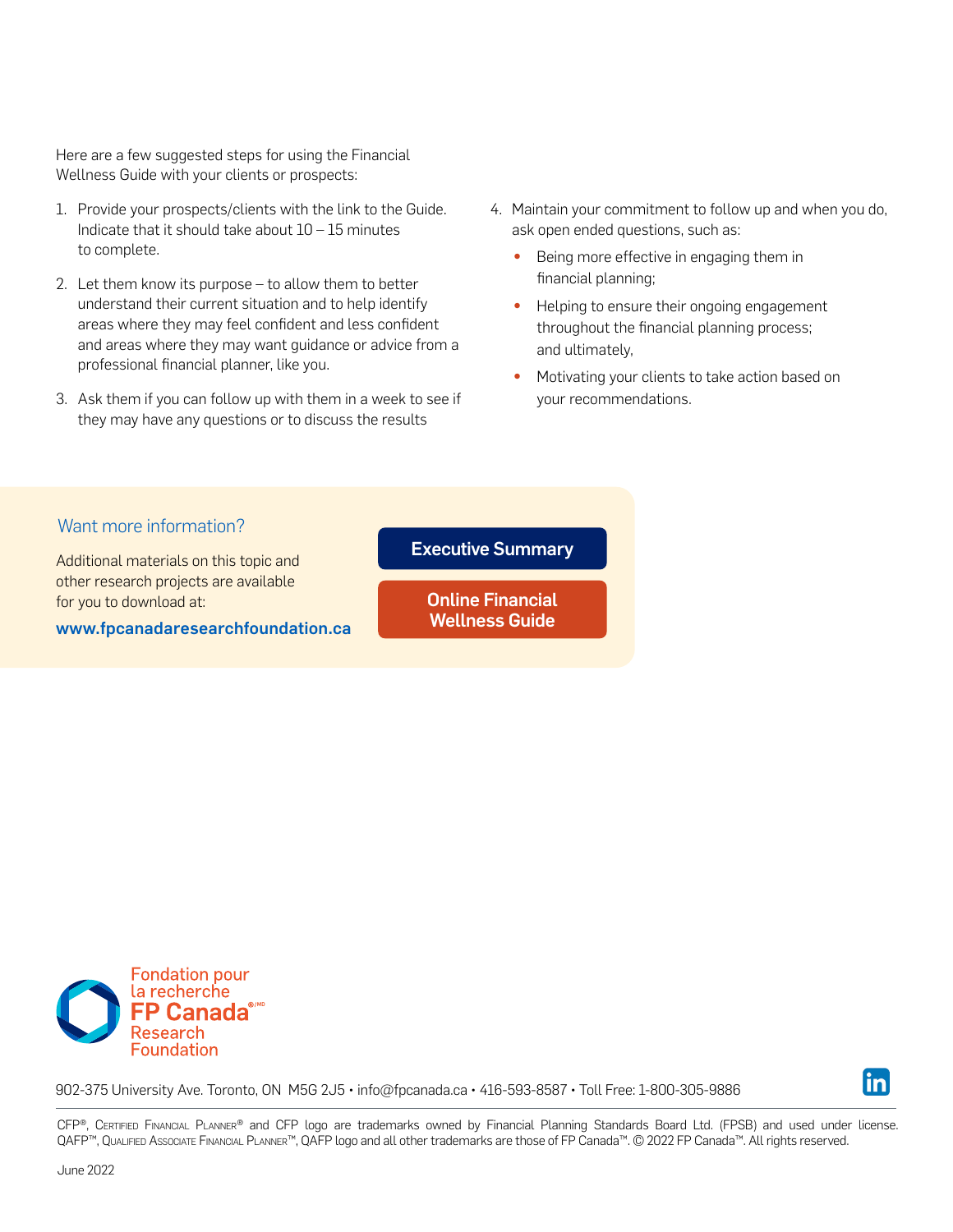Here are a few suggested steps for using the Financial Wellness Guide with your clients or prospects:

1. Provide your prospects/clients with the link to the Guide. Indicate that it should take about 10 – 15 minutes to complete.
2. Let them know its purpose – to allow them to better understand their current situation and to help identify areas where they may feel confident and less confident and areas where they may want guidance or advice from a professional financial planner, like you.
3. Ask them if you can follow up with them in a week to see if they may have any questions or to discuss the results
4. Maintain your commitment to follow up and when you do, ask open ended questions, such as:
   - Being more effective in engaging them in financial planning;
   - Helping to ensure their ongoing engagement throughout the financial planning process; and ultimately,
   - Motivating your clients to take action based on your recommendations.

## Want more information?

Additional materials on this topic and other research projects are available for you to download at:

**www.fpcanadaresearchfoundation.ca**

**Executive Summary**

**Online Financial Wellness Guide**

Fondation pour la recherche FP Canada®/MD Research Foundation

902-375 University Ave. Toronto, ON M5G 2J5 • info@fpcanada.ca • 416-593-8587 • Toll Free: 1-800-305-9886

CFP®, Certified Financial Planner® and CFP logo are trademarks owned by Financial Planning Standards Board Ltd. (FPSB) and used under license. QAFP™, Qualified Associate Financial Planner™, QAFP logo and all other trademarks are those of FP Canada™. © 2022 FP Canada™. All rights reserved.

June 2022